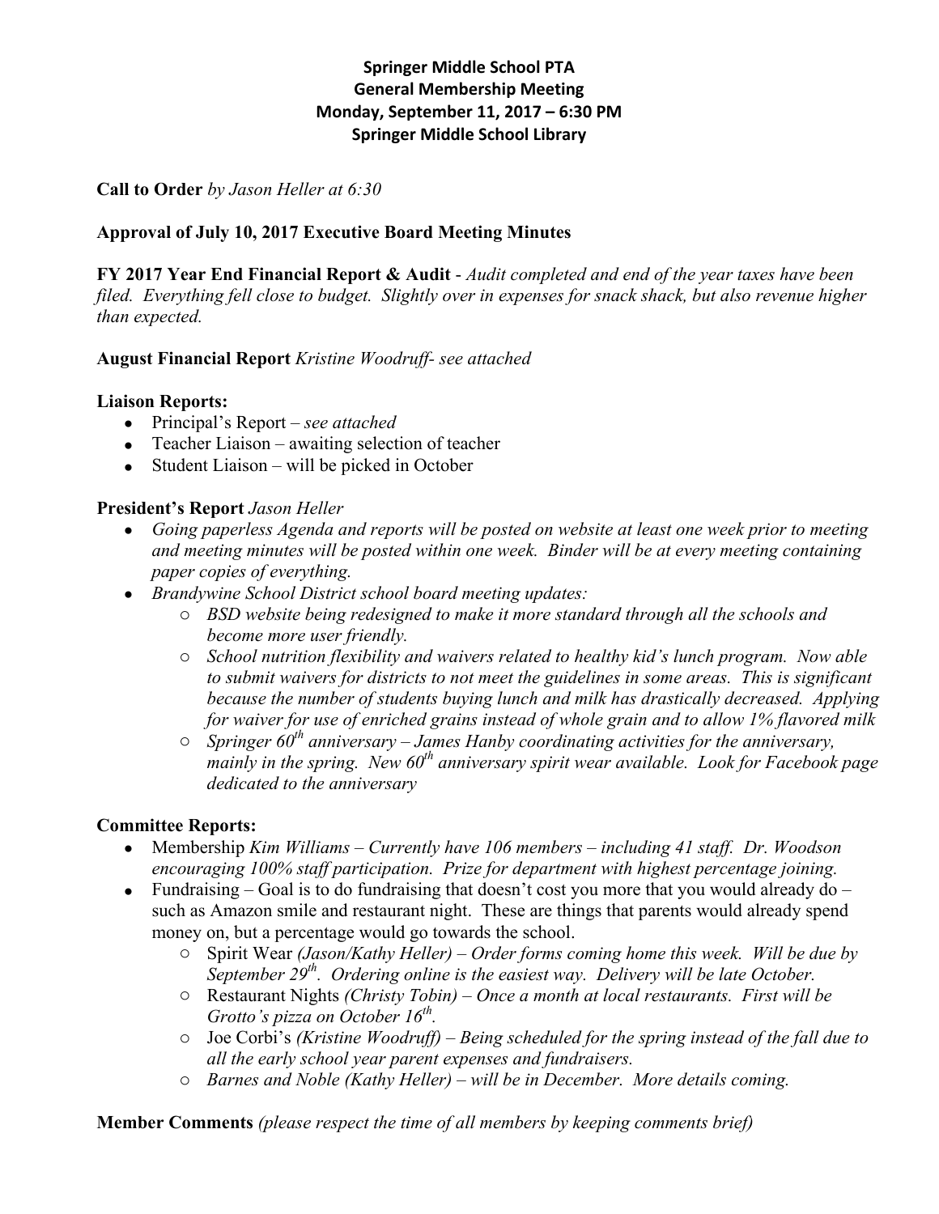**Springer Middle School PTA**
**General Membership Meeting**
**Monday, September 11, 2017 – 6:30 PM**
**Springer Middle School Library**

**Call to Order** *by Jason Heller at 6:30*

**Approval of July 10, 2017 Executive Board Meeting Minutes**

**FY 2017 Year End Financial Report & Audit** - *Audit completed and end of the year taxes have been filed. Everything fell close to budget. Slightly over in expenses for snack shack, but also revenue higher than expected.*

**August Financial Report** *Kristine Woodruff- see attached*

**Liaison Reports:**

- Principal's Report – *see attached*
- Teacher Liaison – awaiting selection of teacher
- Student Liaison – will be picked in October

**President's Report** *Jason Heller*

- *Going paperless Agenda and reports will be posted on website at least one week prior to meeting and meeting minutes will be posted within one week. Binder will be at every meeting containing paper copies of everything.*
- *Brandywine School District school board meeting updates:*
  - *BSD website being redesigned to make it more standard through all the schools and become more user friendly.*
  - *School nutrition flexibility and waivers related to healthy kid's lunch program. Now able to submit waivers for districts to not meet the guidelines in some areas. This is significant because the number of students buying lunch and milk has drastically decreased. Applying for waiver for use of enriched grains instead of whole grain and to allow 1% flavored milk*
  - *Springer 60th anniversary – James Hanby coordinating activities for the anniversary, mainly in the spring. New 60th anniversary spirit wear available. Look for Facebook page dedicated to the anniversary*

**Committee Reports:**

- Membership *Kim Williams – Currently have 106 members – including 41 staff. Dr. Woodson encouraging 100% staff participation. Prize for department with highest percentage joining.*
- Fundraising – Goal is to do fundraising that doesn't cost you more that you would already do – such as Amazon smile and restaurant night. These are things that parents would already spend money on, but a percentage would go towards the school.
  - Spirit Wear *(Jason/Kathy Heller) – Order forms coming home this week. Will be due by September 29th. Ordering online is the easiest way. Delivery will be late October.*
  - Restaurant Nights *(Christy Tobin) – Once a month at local restaurants. First will be Grotto's pizza on October 16th.*
  - Joe Corbi's *(Kristine Woodruff) – Being scheduled for the spring instead of the fall due to all the early school year parent expenses and fundraisers.*
  - *Barnes and Noble (Kathy Heller) – will be in December. More details coming.*

**Member Comments** *(please respect the time of all members by keeping comments brief)*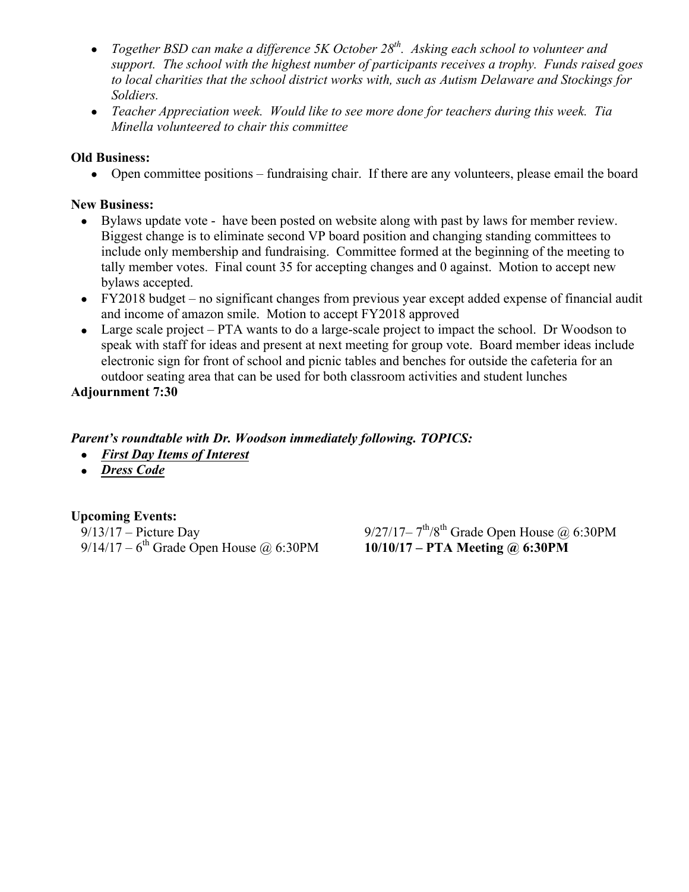- *Together BSD can make a difference 5K October 28th. Asking each school to volunteer and support. The school with the highest number of participants receives a trophy. Funds raised goes to local charities that the school district works with, such as Autism Delaware and Stockings for Soldiers.*
- *Teacher Appreciation week. Would like to see more done for teachers during this week. Tia Minella volunteered to chair this committee*

**Old Business:**

- Open committee positions – fundraising chair. If there are any volunteers, please email the board

**New Business:**

- Bylaws update vote - have been posted on website along with past by laws for member review. Biggest change is to eliminate second VP board position and changing standing committees to include only membership and fundraising. Committee formed at the beginning of the meeting to tally member votes. Final count 35 for accepting changes and 0 against. Motion to accept new bylaws accepted.
- FY2018 budget – no significant changes from previous year except added expense of financial audit and income of amazon smile. Motion to accept FY2018 approved
- Large scale project – PTA wants to do a large-scale project to impact the school. Dr Woodson to speak with staff for ideas and present at next meeting for group vote. Board member ideas include electronic sign for front of school and picnic tables and benches for outside the cafeteria for an outdoor seating area that can be used for both classroom activities and student lunches

**Adjournment 7:30**

***Parent's roundtable with Dr. Woodson immediately following. TOPICS:***

- ***First Day Items of Interest***
- ***Dress Code***

**Upcoming Events:**

9/13/17 – Picture Day
9/14/17 – 6th Grade Open House @ 6:30PM
9/27/17– 7th/8th Grade Open House @ 6:30PM
**10/10/17 – PTA Meeting @ 6:30PM**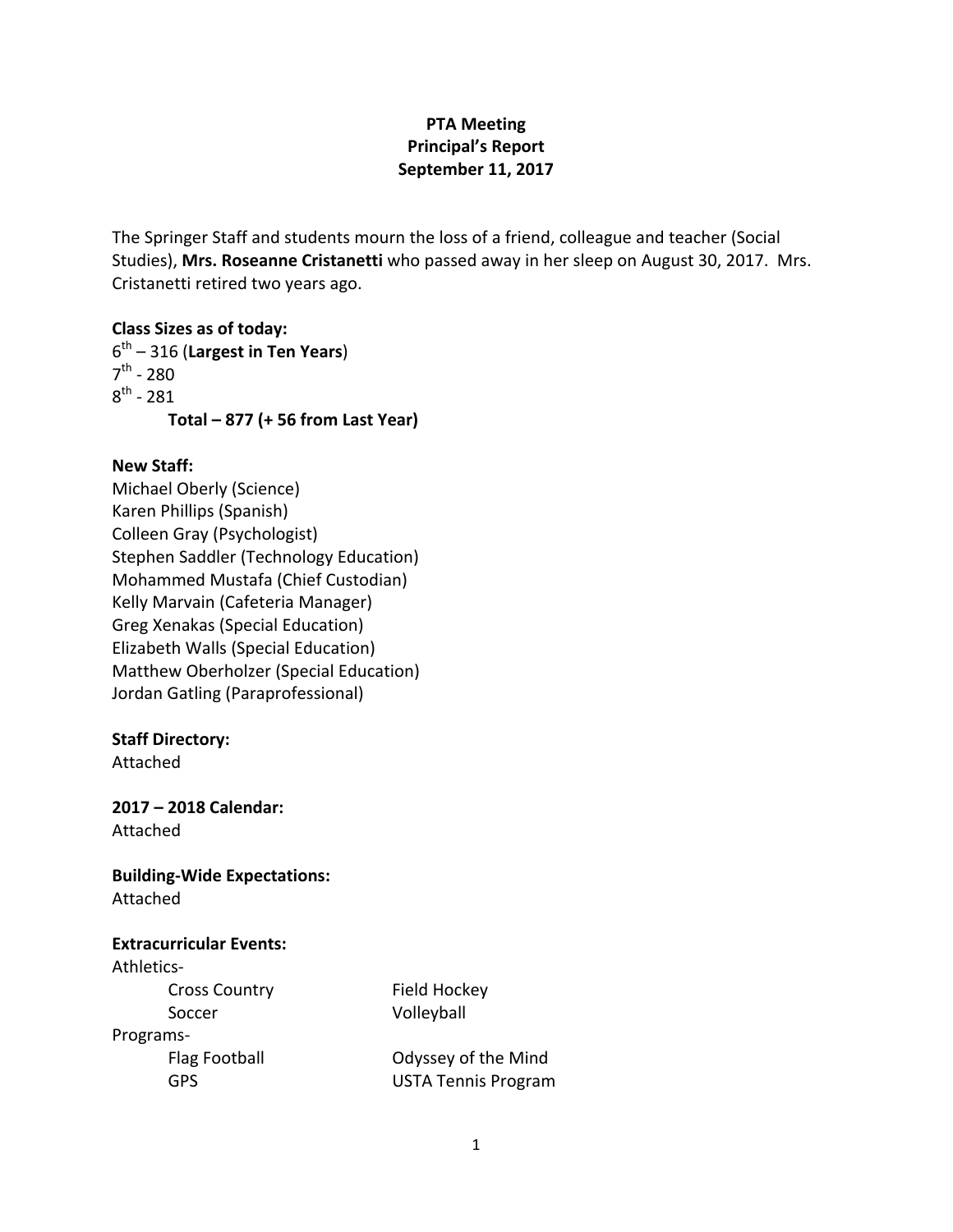# PTA Meeting
## Principal's Report
### September 11, 2017

The Springer Staff and students mourn the loss of a friend, colleague and teacher (Social Studies), **Mrs. Roseanne Cristanetti** who passed away in her sleep on August 30, 2017. Mrs. Cristanetti retired two years ago.

**Class Sizes as of today:**

6th – 316 (**Largest in Ten Years**)
7th - 280
8th - 281

**Total – 877 (+ 56 from Last Year)**

**New Staff:**

Michael Oberly (Science)
Karen Phillips (Spanish)
Colleen Gray (Psychologist)
Stephen Saddler (Technology Education)
Mohammed Mustafa (Chief Custodian)
Kelly Marvain (Cafeteria Manager)
Greg Xenakas (Special Education)
Elizabeth Walls (Special Education)
Matthew Oberholzer (Special Education)
Jordan Gatling (Paraprofessional)

**Staff Directory:**
Attached

**2017 – 2018 Calendar:**
Attached

**Building-Wide Expectations:**
Attached

**Extracurricular Events:**

Athletics-

- Cross Country
- Field Hockey
- Soccer
- Volleyball

Programs-

- Flag Football
- Odyssey of the Mind
- GPS
- USTA Tennis Program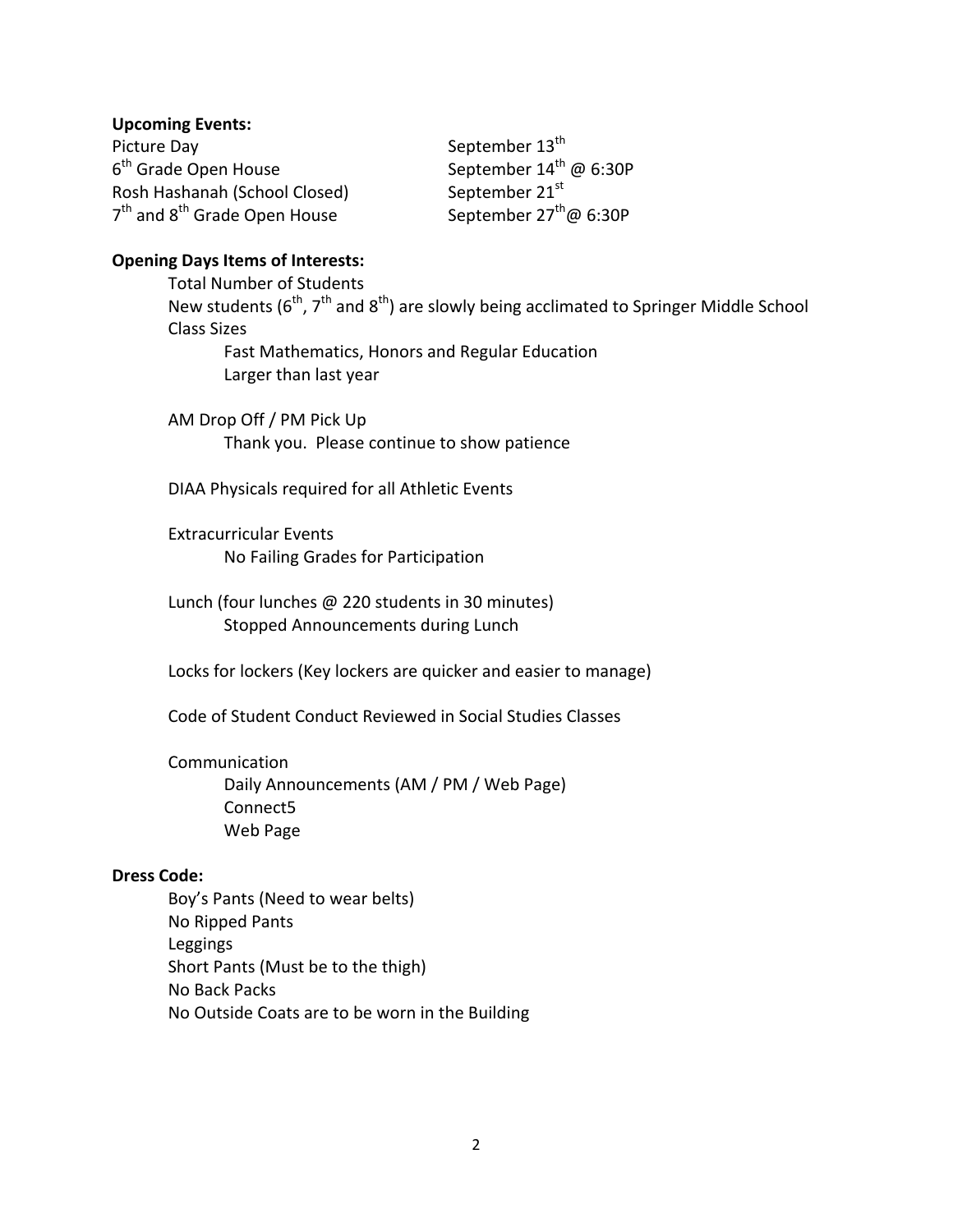**Upcoming Events:**

| | |
|---|---|
| Picture Day | September 13th |
| 6th Grade Open House | September 14th @ 6:30P |
| Rosh Hashanah (School Closed) | September 21st |
| 7th and 8th Grade Open House | September 27th@ 6:30P |

**Opening Days Items of Interests:**

- Total Number of Students
- New students (6th, 7th and 8th) are slowly being acclimated to Springer Middle School
- Class Sizes
  - Fast Mathematics, Honors and Regular Education
  - Larger than last year

- AM Drop Off / PM Pick Up
  - Thank you. Please continue to show patience

- DIAA Physicals required for all Athletic Events

- Extracurricular Events
  - No Failing Grades for Participation

- Lunch (four lunches @ 220 students in 30 minutes)
  - Stopped Announcements during Lunch

- Locks for lockers (Key lockers are quicker and easier to manage)

- Code of Student Conduct Reviewed in Social Studies Classes

- Communication
  - Daily Announcements (AM / PM / Web Page)
  - Connect5
  - Web Page

**Dress Code:**

- Boy's Pants (Need to wear belts)
- No Ripped Pants
- Leggings
- Short Pants (Must be to the thigh)
- No Back Packs
- No Outside Coats are to be worn in the Building